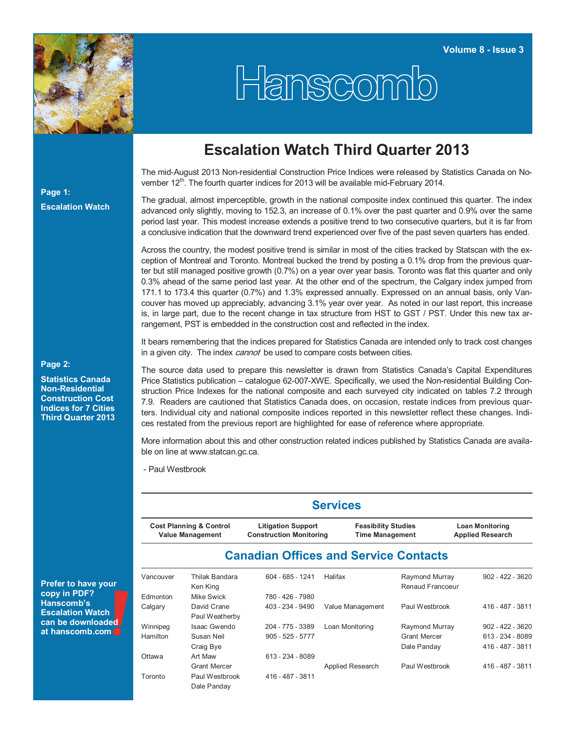Volume 8 - Issue 3

# Hanscomb

**Page 1:**

**Escalation Watch**

**Page 2:**

**Statistics Canada Non-Residential Construction Cost Indices for 7 Cities Third Quarter 2013**

**Prefer to have your copy in PDF? Hanscomb's Escalation Watch can be downloaded at hanscomb.com!**

## Escalation Watch Third Quarter 2013

The mid-August 2013 Non-residential Construction Price Indices were released by Statistics Canada on November 12th. The fourth quarter indices for 2013 will be available mid-February 2014.

The gradual, almost imperceptible, growth in the national composite index continued this quarter. The index advanced only slightly, moving to 152.3, an increase of 0.1% over the past quarter and 0.9% over the same period last year. This modest increase extends a positive trend to two consecutive quarters, but it is far from a conclusive indication that the downward trend experienced over five of the past seven quarters has ended.

Across the country, the modest positive trend is similar in most of the cities tracked by Statscan with the exception of Montreal and Toronto. Montreal bucked the trend by posting a 0.1% drop from the previous quarter but still managed positive growth (0.7%) on a year over year basis. Toronto was flat this quarter and only 0.3% ahead of the same period last year. At the other end of the spectrum, the Calgary index jumped from 171.1 to 173.4 this quarter (0.7%) and 1.3% expressed annually. Expressed on an annual basis, only Vancouver has moved up appreciably, advancing 3.1% year over year. As noted in our last report, this increase is, in large part, due to the recent change in tax structure from HST to GST / PST. Under this new tax arrangement, PST is embedded in the construction cost and reflected in the index.

It bears remembering that the indices prepared for Statistics Canada are intended only to track cost changes in a given city. The index *cannot* be used to compare costs between cities.

The source data used to prepare this newsletter is drawn from Statistics Canada's Capital Expenditures Price Statistics publication – catalogue 62-007-XWE. Specifically, we used the Non-residential Building Construction Price Indexes for the national composite and each surveyed city indicated on tables 7.2 through 7.9. Readers are cautioned that Statistics Canada does, on occasion, restate indices from previous quarters. Individual city and national composite indices reported in this newsletter reflect these changes. Indices restated from the previous report are highlighted for ease of reference where appropriate.

More information about this and other construction related indices published by Statistics Canada are available on line at www.statcan.gc.ca.

- Paul Westbrook

## Services

| Cost Planning & Control<br>Value Management | Litigation Support<br>Construction Monitoring | Feasibility Studies<br>Time Management | Loan Monitoring<br>Applied Research |
|---|---|---|---|

## Canadian Offices and Service Contacts

| | | | | | |
|---|---|---|---|---|---|
| Vancouver | Thilak Bandara<br>Ken King | 604 - 685 - 1241 | Halifax | Raymond Murray<br>Renaud Francoeur | 902 - 422 - 3620 |
| Edmonton | Mike Swick | 780 - 426 - 7980 | | | |
| Calgary | David Crane<br>Paul Weatherby | 403 - 234 - 9490 | Value Management | Paul Westbrook | 416 - 487 - 3811 |
| Winnipeg | Isaac Gwendo | 204 - 775 - 3389 | Loan Monitoring | Raymond Murray | 902 - 422 - 3620 |
| Hamilton | Susan Neil<br>Craig Bye | 905 - 525 - 5777 | | Grant Mercer<br>Dale Panday | 613 - 234 - 8089<br>416 - 487 - 3811 |
| Ottawa | Art Maw<br>Grant Mercer | 613 - 234 - 8089 | Applied Research | Paul Westbrook | 416 - 487 - 3811 |
| Toronto | Paul Westbrook<br>Dale Panday | 416 - 487 - 3811 | | | |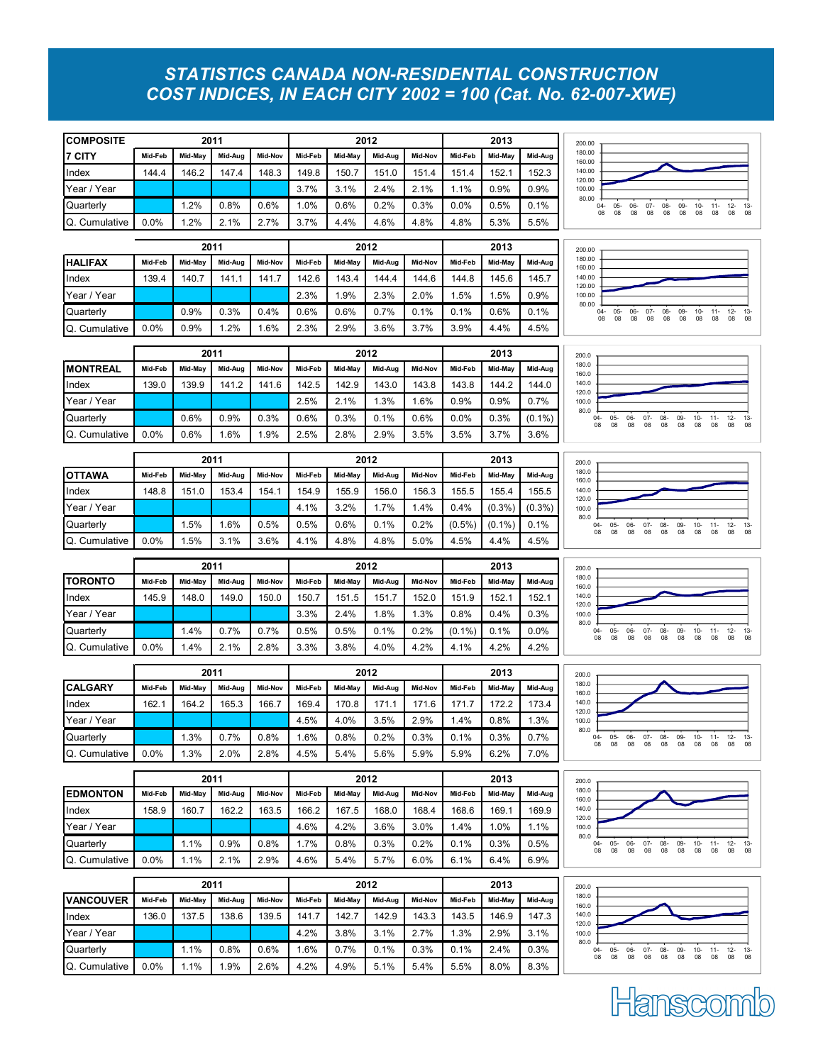# STATISTICS CANADA NON-RESIDENTIAL CONSTRUCTION COST INDICES, IN EACH CITY 2002 = 100 (Cat. No. 62-007-XWE)

| | 2011 | | | | 2012 | | | | 2013 | | |
|---|---|---|---|---|---|---|---|---|---|---|---|
| **COMPOSITE 7 CITY** | Mid-Feb | Mid-May | Mid-Aug | Mid-Nov | Mid-Feb | Mid-May | Mid-Aug | Mid-Nov | Mid-Feb | Mid-May | Mid-Aug |
| Index | 144.4 | 146.2 | 147.4 | 148.3 | 149.8 | 150.7 | 151.0 | 151.4 | 151.4 | 152.1 | 152.3 |
| Year / Year | | | | | 3.7% | 3.1% | 2.4% | 2.1% | 1.1% | 0.9% | 0.9% |
| Quarterly | | 1.2% | 0.8% | 0.6% | 1.0% | 0.6% | 0.2% | 0.3% | 0.0% | 0.5% | 0.1% |
| Q. Cumulative | 0.0% | 1.2% | 2.1% | 2.7% | 3.7% | 4.4% | 4.6% | 4.8% | 4.8% | 5.3% | 5.5% |

200.00
180.00
160.00
140.00
120.00
100.00
80.00
04-08 05-08 06-08 07-08 08-08 09-08 10-08 11-08 12-08 13-08

| | 2011 | | | | 2012 | | | | 2013 | | |
|---|---|---|---|---|---|---|---|---|---|---|---|
| **HALIFAX** | Mid-Feb | Mid-May | Mid-Aug | Mid-Nov | Mid-Feb | Mid-May | Mid-Aug | Mid-Nov | Mid-Feb | Mid-May | Mid-Aug |
| Index | 139.4 | 140.7 | 141.1 | 141.7 | 142.6 | 143.4 | 144.4 | 144.6 | 144.8 | 145.6 | 145.7 |
| Year / Year | | | | | 2.3% | 1.9% | 2.3% | 2.0% | 1.5% | 1.5% | 0.9% |
| Quarterly | | 0.9% | 0.3% | 0.4% | 0.6% | 0.6% | 0.7% | 0.1% | 0.1% | 0.6% | 0.1% |
| Q. Cumulative | 0.0% | 0.9% | 1.2% | 1.6% | 2.3% | 2.9% | 3.6% | 3.7% | 3.9% | 4.4% | 4.5% |

200.00
180.00
160.00
140.00
120.00
100.00
80.00
04-08 05-08 06-08 07-08 08-08 09-08 10-08 11-08 12-08 13-08

| | 2011 | | | | 2012 | | | | 2013 | | |
|---|---|---|---|---|---|---|---|---|---|---|---|
| **MONTREAL** | Mid-Feb | Mid-May | Mid-Aug | Mid-Nov | Mid-Feb | Mid-May | Mid-Aug | Mid-Nov | Mid-Feb | Mid-May | Mid-Aug |
| Index | 139.0 | 139.9 | 141.2 | 141.6 | 142.5 | 142.9 | 143.0 | 143.8 | 143.8 | 144.2 | 144.0 |
| Year / Year | | | | | 2.5% | 2.1% | 1.3% | 1.6% | 0.9% | 0.9% | 0.7% |
| Quarterly | | 0.6% | 0.9% | 0.3% | 0.6% | 0.3% | 0.1% | 0.6% | 0.0% | 0.3% | (0.1%) |
| Q. Cumulative | 0.0% | 0.6% | 1.6% | 1.9% | 2.5% | 2.8% | 2.9% | 3.5% | 3.5% | 3.7% | 3.6% |

200.0
180.0
160.0
140.0
120.0
100.0
80.0
04-08 05-08 06-08 07-08 08-08 09-08 10-08 11-08 12-08 13-08

| | 2011 | | | | 2012 | | | | 2013 | | |
|---|---|---|---|---|---|---|---|---|---|---|---|
| **OTTAWA** | Mid-Feb | Mid-May | Mid-Aug | Mid-Nov | Mid-Feb | Mid-May | Mid-Aug | Mid-Nov | Mid-Feb | Mid-May | Mid-Aug |
| Index | 148.8 | 151.0 | 153.4 | 154.1 | 154.9 | 155.9 | 156.0 | 156.3 | 155.5 | 155.4 | 155.5 |
| Year / Year | | | | | 4.1% | 3.2% | 1.7% | 1.4% | 0.4% | (0.3%) | (0.3%) |
| Quarterly | | 1.5% | 1.6% | 0.5% | 0.5% | 0.6% | 0.1% | 0.2% | (0.5%) | (0.1%) | 0.1% |
| Q. Cumulative | 0.0% | 1.5% | 3.1% | 3.6% | 4.1% | 4.8% | 4.8% | 5.0% | 4.5% | 4.4% | 4.5% |

200.0
180.0
160.0
140.0
120.0
100.0
80.0
04-08 05-08 06-08 07-08 08-08 09-08 10-08 11-08 12-08 13-08

| | 2011 | | | | 2012 | | | | 2013 | | |
|---|---|---|---|---|---|---|---|---|---|---|---|
| **TORONTO** | Mid-Feb | Mid-May | Mid-Aug | Mid-Nov | Mid-Feb | Mid-May | Mid-Aug | Mid-Nov | Mid-Feb | Mid-May | Mid-Aug |
| Index | 145.9 | 148.0 | 149.0 | 150.0 | 150.7 | 151.5 | 151.7 | 152.0 | 151.9 | 152.1 | 152.1 |
| Year / Year | | | | | 3.3% | 2.4% | 1.8% | 1.3% | 0.8% | 0.4% | 0.3% |
| Quarterly | | 1.4% | 0.7% | 0.7% | 0.5% | 0.5% | 0.1% | 0.2% | (0.1%) | 0.1% | 0.0% |
| Q. Cumulative | 0.0% | 1.4% | 2.1% | 2.8% | 3.3% | 3.8% | 4.0% | 4.2% | 4.1% | 4.2% | 4.2% |

200.0
180.0
160.0
140.0
120.0
100.0
80.0
04-08 05-08 06-08 07-08 08-08 09-08 10-08 11-08 12-08 13-08

| | 2011 | | | | 2012 | | | | 2013 | | |
|---|---|---|---|---|---|---|---|---|---|---|---|
| **CALGARY** | Mid-Feb | Mid-May | Mid-Aug | Mid-Nov | Mid-Feb | Mid-May | Mid-Aug | Mid-Nov | Mid-Feb | Mid-May | Mid-Aug |
| Index | 162.1 | 164.2 | 165.3 | 166.7 | 169.4 | 170.8 | 171.1 | 171.6 | 171.7 | 172.2 | 173.4 |
| Year / Year | | | | | 4.5% | 4.0% | 3.5% | 2.9% | 1.4% | 0.8% | 1.3% |
| Quarterly | | 1.3% | 0.7% | 0.8% | 1.6% | 0.8% | 0.2% | 0.3% | 0.1% | 0.3% | 0.7% |
| Q. Cumulative | 0.0% | 1.3% | 2.0% | 2.8% | 4.5% | 5.4% | 5.6% | 5.9% | 5.9% | 6.2% | 7.0% |

200.0
180.0
160.0
140.0
120.0
100.0
80.0
04-08 05-08 06-08 07-08 08-08 09-08 10-08 11-08 12-08 13-08

| | 2011 | | | | 2012 | | | | 2013 | | |
|---|---|---|---|---|---|---|---|---|---|---|---|
| **EDMONTON** | Mid-Feb | Mid-May | Mid-Aug | Mid-Nov | Mid-Feb | Mid-May | Mid-Aug | Mid-Nov | Mid-Feb | Mid-May | Mid-Aug |
| Index | 158.9 | 160.7 | 162.2 | 163.5 | 166.2 | 167.5 | 168.0 | 168.4 | 168.6 | 169.1 | 169.9 |
| Year / Year | | | | | 4.6% | 4.2% | 3.6% | 3.0% | 1.4% | 1.0% | 1.1% |
| Quarterly | | 1.1% | 0.9% | 0.8% | 1.7% | 0.8% | 0.3% | 0.2% | 0.1% | 0.3% | 0.5% |
| Q. Cumulative | 0.0% | 1.1% | 2.1% | 2.9% | 4.6% | 5.4% | 5.7% | 6.0% | 6.1% | 6.4% | 6.9% |

200.0
180.0
160.0
140.0
120.0
100.0
80.0
04-08 05-08 06-08 07-08 08-08 09-08 10-08 11-08 12-08 13-08

| | 2011 | | | | 2012 | | | | 2013 | | |
|---|---|---|---|---|---|---|---|---|---|---|---|
| **VANCOUVER** | Mid-Feb | Mid-May | Mid-Aug | Mid-Nov | Mid-Feb | Mid-May | Mid-Aug | Mid-Nov | Mid-Feb | Mid-May | Mid-Aug |
| Index | 136.0 | 137.5 | 138.6 | 139.5 | 141.7 | 142.7 | 142.9 | 143.3 | 143.5 | 146.9 | 147.3 |
| Year / Year | | | | | 4.2% | 3.8% | 3.1% | 2.7% | 1.3% | 2.9% | 3.1% |
| Quarterly | | 1.1% | 0.8% | 0.6% | 1.6% | 0.7% | 0.1% | 0.3% | 0.1% | 2.4% | 0.3% |
| Q. Cumulative | 0.0% | 1.1% | 1.9% | 2.6% | 4.2% | 4.9% | 5.1% | 5.4% | 5.5% | 8.0% | 8.3% |

200.0
180.0
160.0
140.0
120.0
100.0
80.0
04-08 05-08 06-08 07-08 08-08 09-08 10-08 11-08 12-08 13-08

Hanscomb